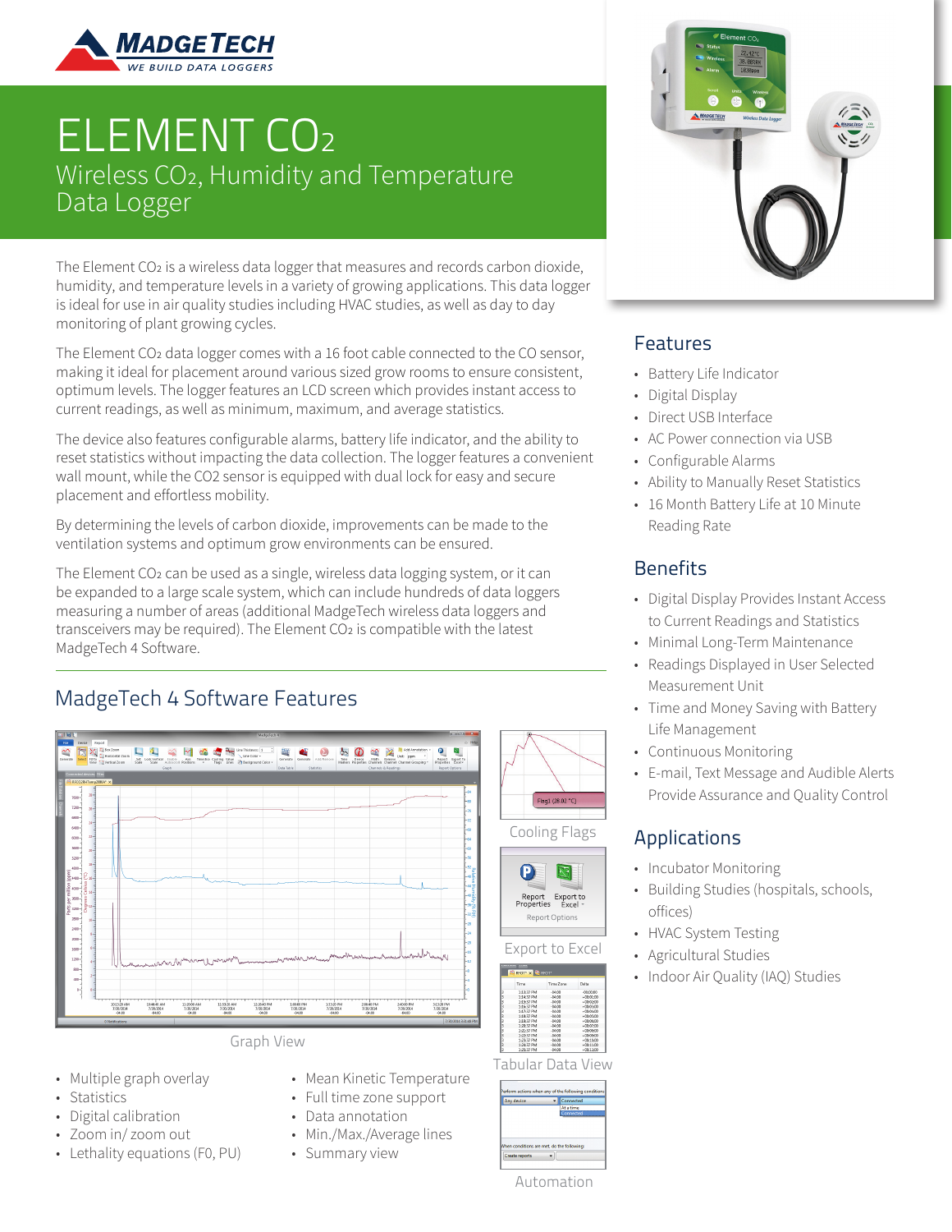# ELEMENT $CO_2$

## Wireless $CO_2$, Humidity and Temperature Data Logger

The Element $CO_2$ is a wireless data logger that measures and records carbon dioxide, humidity, and temperature levels in a variety of growing applications. This data logger is ideal for use in air quality studies including HVAC studies, as well as day to day monitoring of plant growing cycles.

The Element $CO_2$ data logger comes with a 16 foot cable connected to the CO sensor, making it ideal for placement around various sized grow rooms to ensure consistent, optimum levels. The logger features an LCD screen which provides instant access to current readings, as well as minimum, maximum, and average statistics.

The device also features configurable alarms, battery life indicator, and the ability to reset statistics without impacting the data collection. The logger features a convenient wall mount, while the CO2 sensor is equipped with dual lock for easy and secure placement and effortless mobility.

By determining the levels of carbon dioxide, improvements can be made to the ventilation systems and optimum grow environments can be ensured.

The Element $CO_2$ can be used as a single, wireless data logging system, or it can be expanded to a large scale system, which can include hundreds of data loggers measuring a number of areas (additional MadgeTech wireless data loggers and transceivers may be required). The Element $CO_2$ is compatible with the latest MadgeTech 4 Software.

## Features

- Battery Life Indicator
- Digital Display
- Direct USB Interface
- AC Power connection via USB
- Configurable Alarms
- Ability to Manually Reset Statistics
- 16 Month Battery Life at 10 Minute Reading Rate

## Benefits

- Digital Display Provides Instant Access to Current Readings and Statistics
- Minimal Long-Term Maintenance
- Readings Displayed in User Selected Measurement Unit
- Time and Money Saving with Battery Life Management
- Continuous Monitoring
- E-mail, Text Message and Audible Alerts Provide Assurance and Quality Control

## Applications

- Incubator Monitoring
- Building Studies (hospitals, schools, offices)
- HVAC System Testing
- Agricultural Studies
- Indoor Air Quality (IAQ) Studies

## MadgeTech 4 Software Features

Graph View

Cooling Flags

Export to Excel

Tabular Data View

Automation

- Multiple graph overlay
- Statistics
- Digital calibration
- Zoom in/ zoom out
- Lethality equations (F0, PU)
- Mean Kinetic Temperature
- Full time zone support
- Data annotation
- Min./Max./Average lines
- Summary view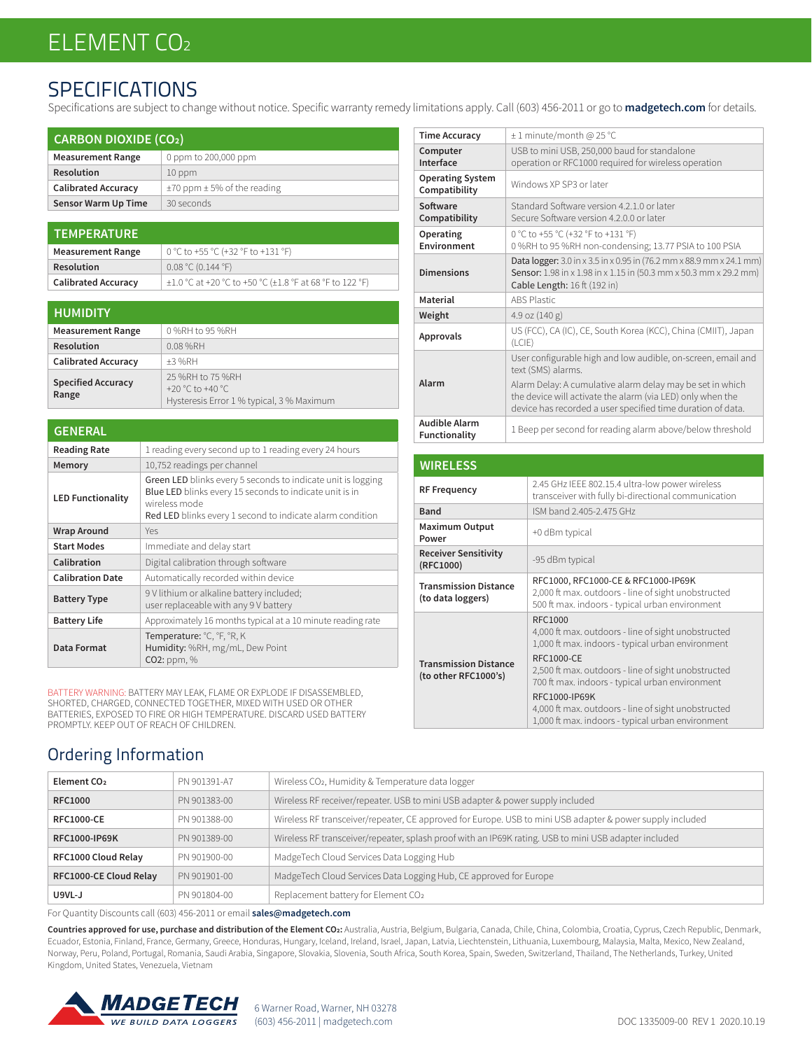# ELEMENT $CO_2$

## SPECIFICATIONS

Specifications are subject to change without notice. Specific warranty remedy limitations apply. Call (603) 456-2011 or go to **madgetech.com** for details.

| CARBON DIOXIDE ($CO_2$) | |
|---|---|
| **Measurement Range** | 0 ppm to 200,000 ppm |
| **Resolution** | 10 ppm |
| **Calibrated Accuracy** | ±70 ppm ± 5% of the reading |
| **Sensor Warm Up Time** | 30 seconds |

| TEMPERATURE | |
|---|---|
| **Measurement Range** | 0 °C to +55 °C (+32 °F to +131 °F) |
| **Resolution** | 0.08 °C (0.144 °F) |
| **Calibrated Accuracy** | ±1.0 °C at +20 °C to +50 °C (±1.8 °F at 68 °F to 122 °F) |

| HUMIDITY | |
|---|---|
| **Measurement Range** | 0 %RH to 95 %RH |
| **Resolution** | 0.08 %RH |
| **Calibrated Accuracy** | ±3 %RH |
| **Specified Accuracy Range** | 25 %RH to 75 %RH<br>+20 °C to +40 °C<br>Hysteresis Error 1 % typical, 3 % Maximum |

| GENERAL | |
|---|---|
| **Reading Rate** | 1 reading every second up to 1 reading every 24 hours |
| **Memory** | 10,752 readings per channel |
| **LED Functionality** | **Green LED** blinks every 5 seconds to indicate unit is logging<br>**Blue LED** blinks every 15 seconds to indicate unit is in wireless mode<br>**Red LED** blinks every 1 second to indicate alarm condition |
| **Wrap Around** | Yes |
| **Start Modes** | Immediate and delay start |
| **Calibration** | Digital calibration through software |
| **Calibration Date** | Automatically recorded within device |
| **Battery Type** | 9 V lithium or alkaline battery included; user replaceable with any 9 V battery |
| **Battery Life** | Approximately 16 months typical at a 10 minute reading rate |
| **Data Format** | **Temperature:** °C, °F, °R, K<br>**Humidity:** %RH, mg/mL, Dew Point<br>**CO2:** ppm, % |

BATTERY WARNING: BATTERY MAY LEAK, FLAME OR EXPLODE IF DISASSEMBLED, SHORTED, CHARGED, CONNECTED TOGETHER, MIXED WITH USED OR OTHER BATTERIES, EXPOSED TO FIRE OR HIGH TEMPERATURE. DISCARD USED BATTERY PROMPTLY. KEEP OUT OF REACH OF CHILDREN.

| | |
|---|---|
| **Time Accuracy** | ± 1 minute/month @ 25 °C |
| **Computer Interface** | USB to mini USB, 250,000 baud for standalone operation or RFC1000 required for wireless operation |
| **Operating System Compatibility** | Windows XP SP3 or later |
| **Software Compatibility** | Standard Software version 4.2.1.0 or later<br>Secure Software version 4.2.0.0 or later |
| **Operating Environment** | 0 °C to +55 °C (+32 °F to +131 °F)<br>0 %RH to 95 %RH non-condensing; 13.77 PSIA to 100 PSIA |
| **Dimensions** | **Data logger:** 3.0 in x 3.5 in x 0.95 in (76.2 mm x 88.9 mm x 24.1 mm)<br>**Sensor:** 1.98 in x 1.98 in x 1.15 in (50.3 mm x 50.3 mm x 29.2 mm)<br>**Cable Length:** 16 ft (192 in) |
| **Material** | ABS Plastic |
| **Weight** | 4.9 oz (140 g) |
| **Approvals** | US (FCC), CA (IC), CE, South Korea (KCC), China (CMIIT), Japan (LCIE) |
| **Alarm** | User configurable high and low audible, on-screen, email and text (SMS) alarms.<br>Alarm Delay: A cumulative alarm delay may be set in which the device will activate the alarm (via LED) only when the device has recorded a user specified time duration of data. |
| **Audible Alarm Functionality** | 1 Beep per second for reading alarm above/below threshold |

| WIRELESS | |
|---|---|
| **RF Frequency** | 2.45 GHz IEEE 802.15.4 ultra-low power wireless transceiver with fully bi-directional communication |
| **Band** | ISM band 2.405-2.475 GHz |
| **Maximum Output Power** | +0 dBm typical |
| **Receiver Sensitivity (RFC1000)** | -95 dBm typical |
| **Transmission Distance (to data loggers)** | RFC1000, RFC1000-CE & RFC1000-IP69K<br>2,000 ft max. outdoors - line of sight unobstructed<br>500 ft max. indoors - typical urban environment |
| **Transmission Distance (to other RFC1000's)** | RFC1000<br>4,000 ft max. outdoors - line of sight unobstructed<br>1,000 ft max. indoors - typical urban environment<br>RFC1000-CE<br>2,500 ft max. outdoors - line of sight unobstructed<br>700 ft max. indoors - typical urban environment<br>RFC1000-IP69K<br>4,000 ft max. outdoors - line of sight unobstructed<br>1,000 ft max. indoors - typical urban environment |

## Ordering Information

| | | |
|---|---|---|
| **Element $CO_2$** | PN 901391-A7 | Wireless $CO_2$, Humidity & Temperature data logger |
| **RFC1000** | PN 901383-00 | Wireless RF receiver/repeater. USB to mini USB adapter & power supply included |
| **RFC1000-CE** | PN 901388-00 | Wireless RF transceiver/repeater, CE approved for Europe. USB to mini USB adapter & power supply included |
| **RFC1000-IP69K** | PN 901389-00 | Wireless RF transceiver/repeater, splash proof with an IP69K rating. USB to mini USB adapter included |
| **RFC1000 Cloud Relay** | PN 901900-00 | MadgeTech Cloud Services Data Logging Hub |
| **RFC1000-CE Cloud Relay** | PN 901901-00 | MadgeTech Cloud Services Data Logging Hub, CE approved for Europe |
| **U9VL-J** | PN 901804-00 | Replacement battery for Element $CO_2$ |

For Quantity Discounts call (603) 456-2011 or email **sales@madgetech.com**

**Countries approved for use, purchase and distribution of the Element $CO_2$:** Australia, Austria, Belgium, Bulgaria, Canada, Chile, China, Colombia, Croatia, Cyprus, Czech Republic, Denmark, Ecuador, Estonia, Finland, France, Germany, Greece, Honduras, Hungary, Iceland, Ireland, Israel, Japan, Latvia, Liechtenstein, Lithuania, Luxembourg, Malaysia, Malta, Mexico, New Zealand, Norway, Peru, Poland, Portugal, Romania, Saudi Arabia, Singapore, Slovakia, Slovenia, South Africa, South Korea, Spain, Sweden, Switzerland, Thailand, The Netherlands, Turkey, United Kingdom, United States, Venezuela, Vietnam

MADGETECH WE BUILD DATA LOGGERS

6 Warner Road, Warner, NH 03278
(603) 456-2011 | madgetech.com

DOC 1335009-00 REV 1 2020.10.19